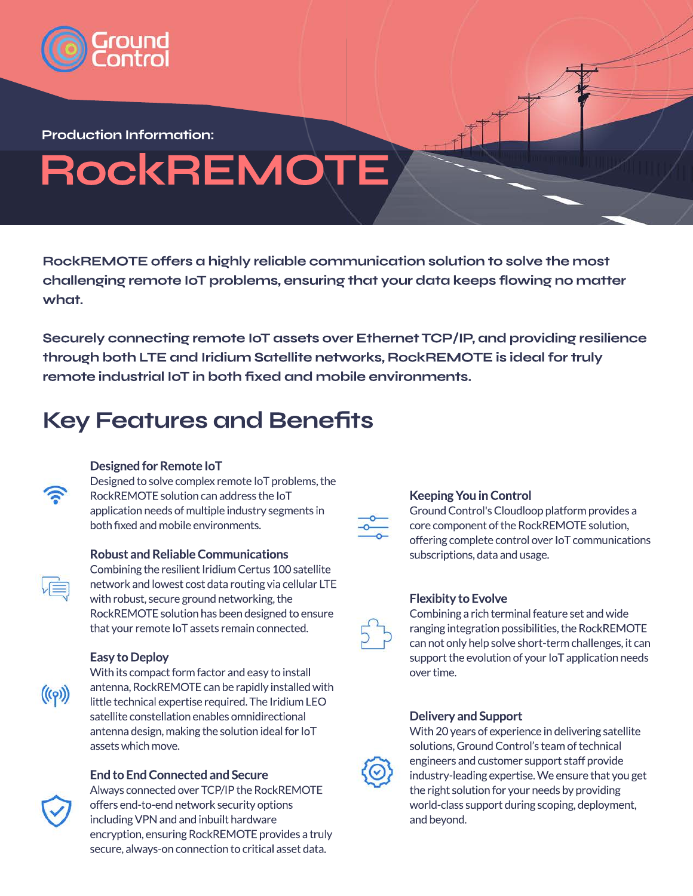Ground Control

Production Information:

# RockREMOTE

**RockREMOTE offers a highly reliable communication solution to solve the most challenging remote IoT problems, ensuring that your data keeps flowing no matter what.**

**Securely connecting remote IoT assets over Ethernet TCP/IP, and providing resilience through both LTE and Iridium Satellite networks, RockREMOTE is ideal for truly remote industrial IoT in both fixed and mobile environments.**

## Key Features and Benefits

### Designed for Remote IoT

Designed to solve complex remote IoT problems, the RockREMOTE solution can address the IoT application needs of multiple industry segments in both fixed and mobile environments.

### Robust and Reliable Communications

Combining the resilient Iridium Certus 100 satellite network and lowest cost data routing via cellular LTE with robust, secure ground networking, the RockREMOTE solution has been designed to ensure that your remote IoT assets remain connected.

### Easy to Deploy

With its compact form factor and easy to install antenna, RockREMOTE can be rapidly installed with little technical expertise required. The Iridium LEO satellite constellation enables omnidirectional antenna design, making the solution ideal for IoT assets which move.

### End to End Connected and Secure

Always connected over TCP/IP the RockREMOTE offers end-to-end network security options including VPN and and inbuilt hardware encryption, ensuring RockREMOTE provides a truly secure, always-on connection to critical asset data.

### Keeping You in Control

Ground Control's Cloudloop platform provides a core component of the RockREMOTE solution, offering complete control over IoT communications subscriptions, data and usage.

### Flexibity to Evolve

Combining a rich terminal feature set and wide ranging integration possibilities, the RockREMOTE can not only help solve short-term challenges, it can support the evolution of your IoT application needs over time.

### Delivery and Support

With 20 years of experience in delivering satellite solutions, Ground Control's team of technical engineers and customer support staff provide industry-leading expertise. We ensure that you get the right solution for your needs by providing world-class support during scoping, deployment, and beyond.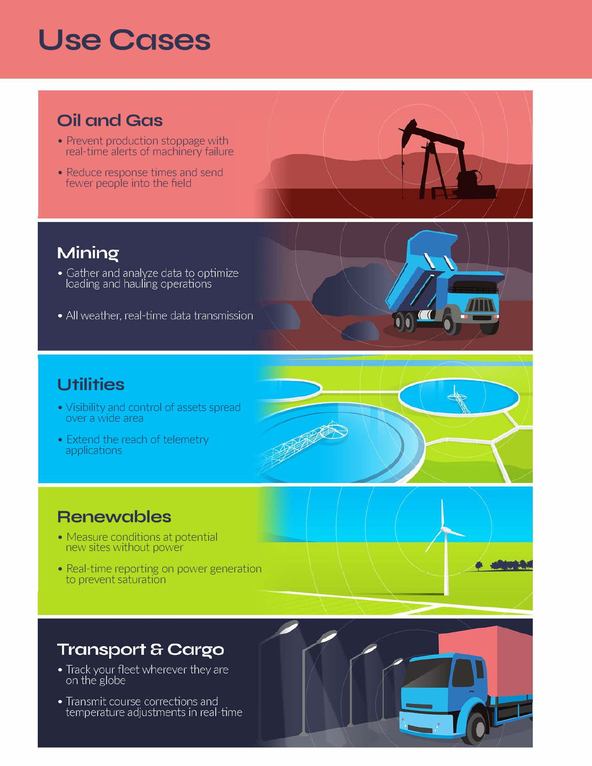# Use Cases

## Oil and Gas

- Prevent production stoppage with real-time alerts of machinery failure
- Reduce response times and send fewer people into the field

## Mining

- Gather and analyze data to optimize loading and hauling operations
- All weather, real-time data transmission

## Utilities

- Visibility and control of assets spread over a wide area
- Extend the reach of telemetry applications

## Renewables

- Measure conditions at potential new sites without power
- Real-time reporting on power generation to prevent saturation

## Transport & Cargo

- Track your fleet wherever they are on the globe
- Transmit course corrections and temperature adjustments in real-time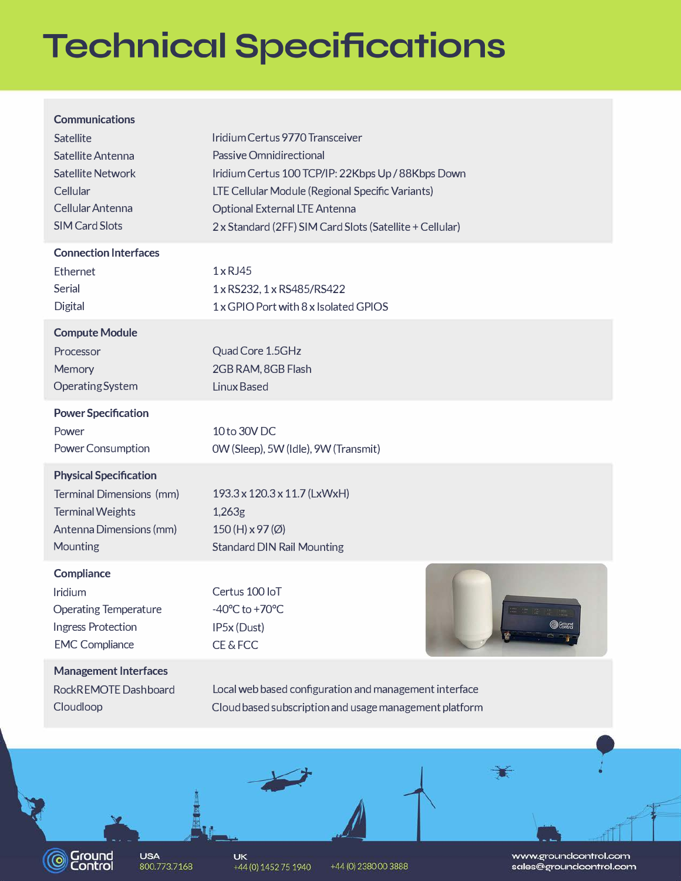# Technical Specifications

| | |
|---|---|
| **Communications** | |
| Satellite | Iridium Certus 9770 Transceiver |
| Satellite Antenna | Passive Omnidirectional |
| Satellite Network | Iridium Certus 100 TCP/IP: 22Kbps Up / 88Kbps Down |
| Cellular | LTE Cellular Module (Regional Specific Variants) |
| Cellular Antenna | Optional External LTE Antenna |
| SIM Card Slots | 2 x Standard (2FF) SIM Card Slots (Satellite + Cellular) |
| **Connection Interfaces** | |
| Ethernet | 1 x RJ45 |
| Serial | 1 x RS232, 1 x RS485/RS422 |
| Digital | 1 x GPIO Port with 8 x Isolated GPIOS |
| **Compute Module** | |
| Processor | Quad Core 1.5GHz |
| Memory | 2GB RAM, 8GB Flash |
| Operating System | Linux Based |
| **Power Specification** | |
| Power | 10 to 30V DC |
| Power Consumption | 0W (Sleep), 5W (Idle), 9W (Transmit) |
| **Physical Specification** | |
| Terminal Dimensions (mm) | 193.3 x 120.3 x 11.7 (LxWxH) |
| Terminal Weights | 1,263g |
| Antenna Dimensions (mm) | 150 (H) x 97 (Ø) |
| Mounting | Standard DIN Rail Mounting |
| **Compliance** | |
| Iridium | Certus 100 IoT |
| Operating Temperature | -40°C to +70°C |
| Ingress Protection | IP5x (Dust) |
| EMC Compliance | CE & FCC |
| **Management Interfaces** | |
| RockREMOTE Dashboard | Local web based configuration and management interface |
| Cloudloop | Cloud based subscription and usage management platform |

Ground Control

USA 800.773.7168

UK +44 (0) 1452 75 1940 +44 (0) 2380 00 3888

www.groundcontrol.com
sales@groundcontrol.com